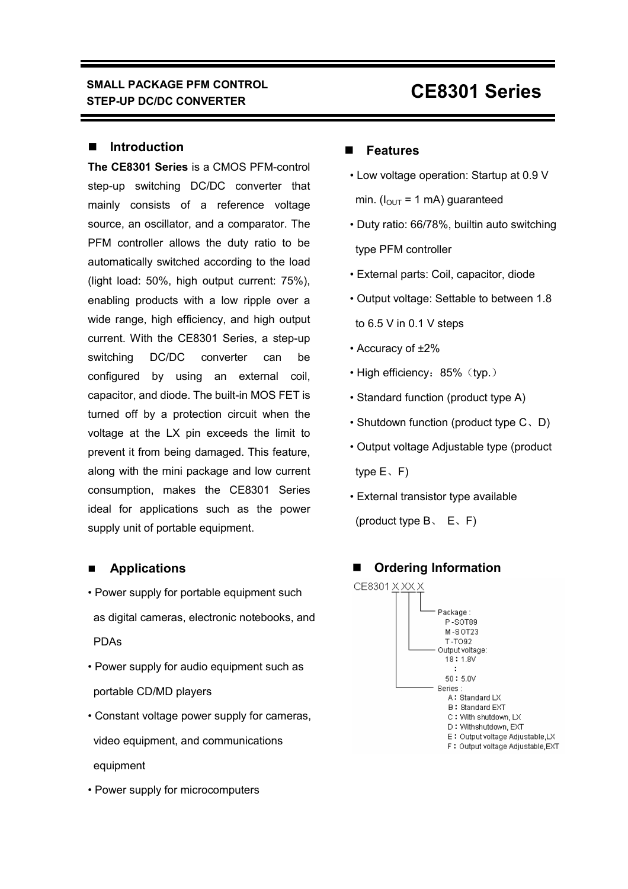SMALL PACKAGE PFM CONTROL
STEP-UP DC/DC CONVERTER

# CE8301 Series

## Introduction

**The CE8301 Series** is a CMOS PFM-control step-up switching DC/DC converter that mainly consists of a reference voltage source, an oscillator, and a comparator. The PFM controller allows the duty ratio to be automatically switched according to the load (light load: 50%, high output current: 75%), enabling products with a low ripple over a wide range, high efficiency, and high output current. With the CE8301 Series, a step-up switching DC/DC converter can be configured by using an external coil, capacitor, and diode. The built-in MOS FET is turned off by a protection circuit when the voltage at the LX pin exceeds the limit to prevent it from being damaged. This feature, along with the mini package and low current consumption, makes the CE8301 Series ideal for applications such as the power supply unit of portable equipment.

## Applications

- Power supply for portable equipment such as digital cameras, electronic notebooks, and PDAs
- Power supply for audio equipment such as portable CD/MD players
- Constant voltage power supply for cameras, video equipment, and communications equipment
- Power supply for microcomputers

## Features

- Low voltage operation: Startup at 0.9 V min. ($I_{OUT}$ = 1 mA) guaranteed
- Duty ratio: 66/78%, builtin auto switching type PFM controller
- External parts: Coil, capacitor, diode
- Output voltage: Settable to between 1.8 to 6.5 V in 0.1 V steps
- Accuracy of ±2%
- High efficiency：85%（typ.）
- Standard function (product type A)
- Shutdown function (product type C、D)
- Output voltage Adjustable type (product type E、F)
- External transistor type available (product type B、 E、F)

## Ordering Information

CE8301 X XX X

- Package :
  - P -SOT89
  - M -SOT23
  - T -TO92
- Output voltage:
  - 18 : 1.8V
  - :
  - 50 : 5.0V
- Series :
  - A : Standard LX
  - B : Standard EXT
  - C : With shutdown, LX
  - D : Withshutdown, EXT
  - E : Output voltage Adjustable,LX
  - F : Output voltage Adjustable,EXT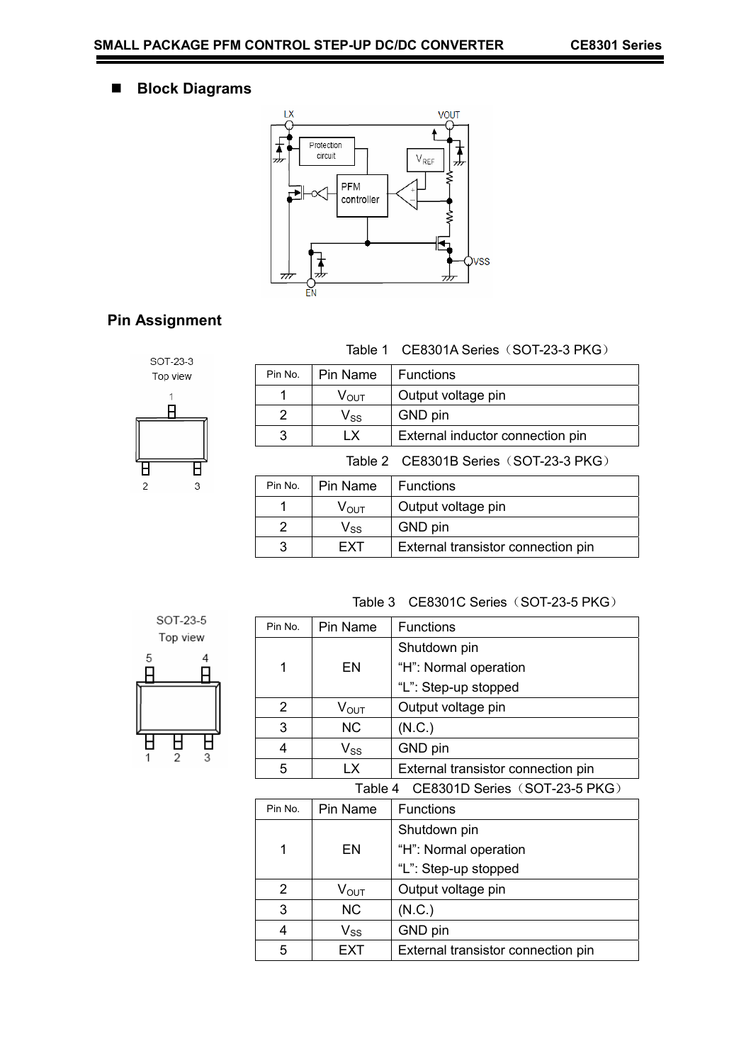## Block Diagrams

## Pin Assignment

SOT-23-3
Top view

Table 1 CE8301A Series（SOT-23-3 PKG）

| Pin No. | Pin Name | Functions |
|---|---|---|
| 1 | $V_{OUT}$ | Output voltage pin |
| 2 | $V_{SS}$ | GND pin |
| 3 | LX | External inductor connection pin |

Table 2 CE8301B Series（SOT-23-3 PKG）

| Pin No. | Pin Name | Functions |
|---|---|---|
| 1 | $V_{OUT}$ | Output voltage pin |
| 2 | $V_{SS}$ | GND pin |
| 3 | EXT | External transistor connection pin |

SOT-23-5
Top view

Table 3 CE8301C Series（SOT-23-5 PKG）

| Pin No. | Pin Name | Functions |
|---|---|---|
| 1 | EN | Shutdown pin<br>"H": Normal operation<br>"L": Step-up stopped |
| 2 | $V_{OUT}$ | Output voltage pin |
| 3 | NC | (N.C.) |
| 4 | $V_{SS}$ | GND pin |
| 5 | LX | External transistor connection pin |

Table 4 CE8301D Series（SOT-23-5 PKG）

| Pin No. | Pin Name | Functions |
|---|---|---|
| 1 | EN | Shutdown pin<br>"H": Normal operation<br>"L": Step-up stopped |
| 2 | $V_{OUT}$ | Output voltage pin |
| 3 | NC | (N.C.) |
| 4 | $V_{SS}$ | GND pin |
| 5 | EXT | External transistor connection pin |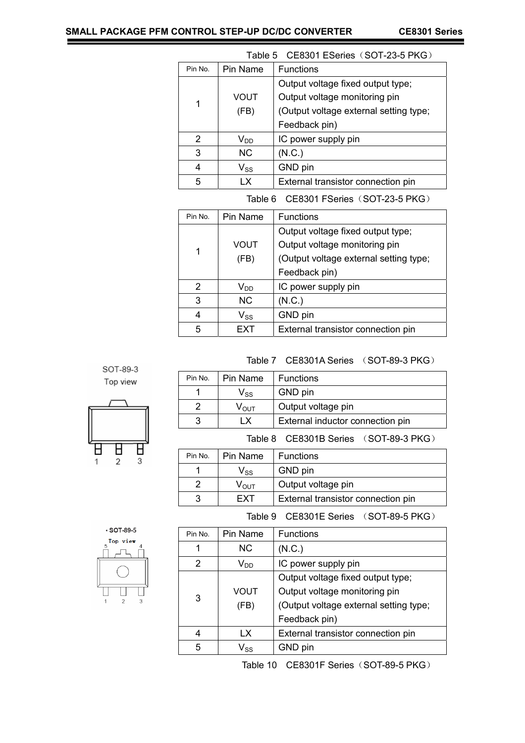Table 5　CE8301 ESeries（SOT-23-5 PKG）

| Pin No. | Pin Name | Functions |
|---|---|---|
| 1 | VOUT (FB) | Output voltage fixed output type; Output voltage monitoring pin (Output voltage external setting type; Feedback pin) |
| 2 | $V_{DD}$ | IC power supply pin |
| 3 | NC | (N.C.) |
| 4 | $V_{SS}$ | GND pin |
| 5 | LX | External transistor connection pin |

Table 6　CE8301 FSeries（SOT-23-5 PKG）

| Pin No. | Pin Name | Functions |
|---|---|---|
| 1 | VOUT (FB) | Output voltage fixed output type; Output voltage monitoring pin (Output voltage external setting type; Feedback pin) |
| 2 | $V_{DD}$ | IC power supply pin |
| 3 | NC | (N.C.) |
| 4 | $V_{SS}$ | GND pin |
| 5 | EXT | External transistor connection pin |

SOT-89-3 Top view

Table 7　CE8301A Series　（SOT-89-3 PKG）

| Pin No. | Pin Name | Functions |
|---|---|---|
| 1 | $V_{SS}$ | GND pin |
| 2 | $V_{OUT}$ | Output voltage pin |
| 3 | LX | External inductor connection pin |

Table 8　CE8301B Series　（SOT-89-3 PKG）

| Pin No. | Pin Name | Functions |
|---|---|---|
| 1 | $V_{SS}$ | GND pin |
| 2 | $V_{OUT}$ | Output voltage pin |
| 3 | EXT | External transistor connection pin |

SOT-89-5 Top view

Table 9　CE8301E Series　（SOT-89-5 PKG）

| Pin No. | Pin Name | Functions |
|---|---|---|
| 1 | NC | (N.C.) |
| 2 | $V_{DD}$ | IC power supply pin |
| 3 | VOUT (FB) | Output voltage fixed output type; Output voltage monitoring pin (Output voltage external setting type; Feedback pin) |
| 4 | LX | External transistor connection pin |
| 5 | $V_{SS}$ | GND pin |

Table 10　CE8301F Series（SOT-89-5 PKG）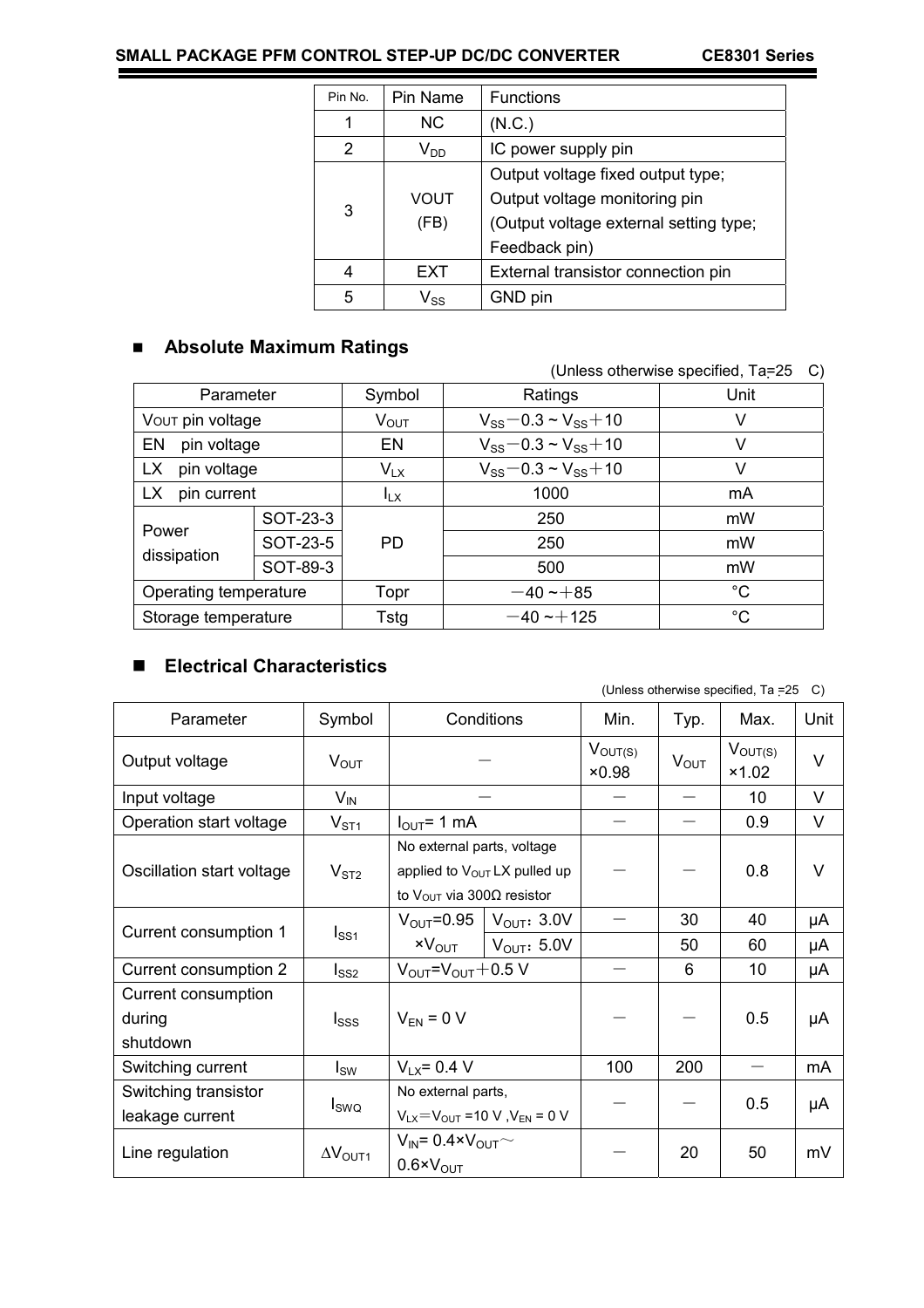| Pin No. | Pin Name | Functions |
|---|---|---|
| 1 | NC | (N.C.) |
| 2 | $V_{DD}$ | IC power supply pin |
| 3 | VOUT (FB) | Output voltage fixed output type; Output voltage monitoring pin (Output voltage external setting type; Feedback pin) |
| 4 | EXT | External transistor connection pin |
| 5 | $V_{SS}$ | GND pin |

## ■ Absolute Maximum Ratings

(Unless otherwise specified, Ta=25°C)

| Parameter | | Symbol | Ratings | Unit |
|---|---|---|---|---|
| $V_{OUT}$ pin voltage | | $V_{OUT}$ | $V_{SS}-0.3$ ~ $V_{SS}+10$ | V |
| EN pin voltage | | EN | $V_{SS}-0.3$ ~ $V_{SS}+10$ | V |
| LX pin voltage | | $V_{LX}$ | $V_{SS}-0.3$ ~ $V_{SS}+10$ | V |
| LX pin current | | $I_{LX}$ | 1000 | mA |
| Power dissipation | SOT-23-3 | PD | 250 | mW |
| | SOT-23-5 | | 250 | mW |
| | SOT-89-3 | | 500 | mW |
| Operating temperature | | Topr | −40 ~ +85 | °C |
| Storage temperature | | Tstg | −40 ~ +125 | °C |

## ■ Electrical Characteristics

(Unless otherwise specified, Ta =25°C)

| Parameter | Symbol | Conditions | | Min. | Typ. | Max. | Unit |
|---|---|---|---|---|---|---|---|
| Output voltage | $V_{OUT}$ | − | | $V_{OUT(S)}$ ×0.98 | $V_{OUT}$ | $V_{OUT(S)}$ ×1.02 | V |
| Input voltage | $V_{IN}$ | − | | − | − | 10 | V |
| Operation start voltage | $V_{ST1}$ | $I_{OUT}$= 1 mA | | − | − | 0.9 | V |
| Oscillation start voltage | $V_{ST2}$ | No external parts, voltage applied to $V_{OUT}$ LX pulled up to $V_{OUT}$ via 300Ω resistor | | − | − | 0.8 | V |
| Current consumption 1 | $I_{SS1}$ | $V_{OUT}$=0.95 ×$V_{OUT}$ | $V_{OUT}$: 3.0V | − | 30 | 40 | µA |
| | | | $V_{OUT}$: 5.0V | | 50 | 60 | µA |
| Current consumption 2 | $I_{SS2}$ | $V_{OUT}$=$V_{OUT}$+0.5 V | | − | 6 | 10 | µA |
| Current consumption during shutdown | $I_{SSS}$ | $V_{EN}$ = 0 V | | − | − | 0.5 | µA |
| Switching current | $I_{SW}$ | $V_{LX}$= 0.4 V | | 100 | 200 | − | mA |
| Switching transistor leakage current | $I_{SWQ}$ | No external parts, $V_{LX}$=$V_{OUT}$ =10 V ,$V_{EN}$ = 0 V | | − | − | 0.5 | µA |
| Line regulation | $\Delta V_{OUT1}$ | $V_{IN}$= 0.4×$V_{OUT}$~ 0.6×$V_{OUT}$ | | − | 20 | 50 | mV |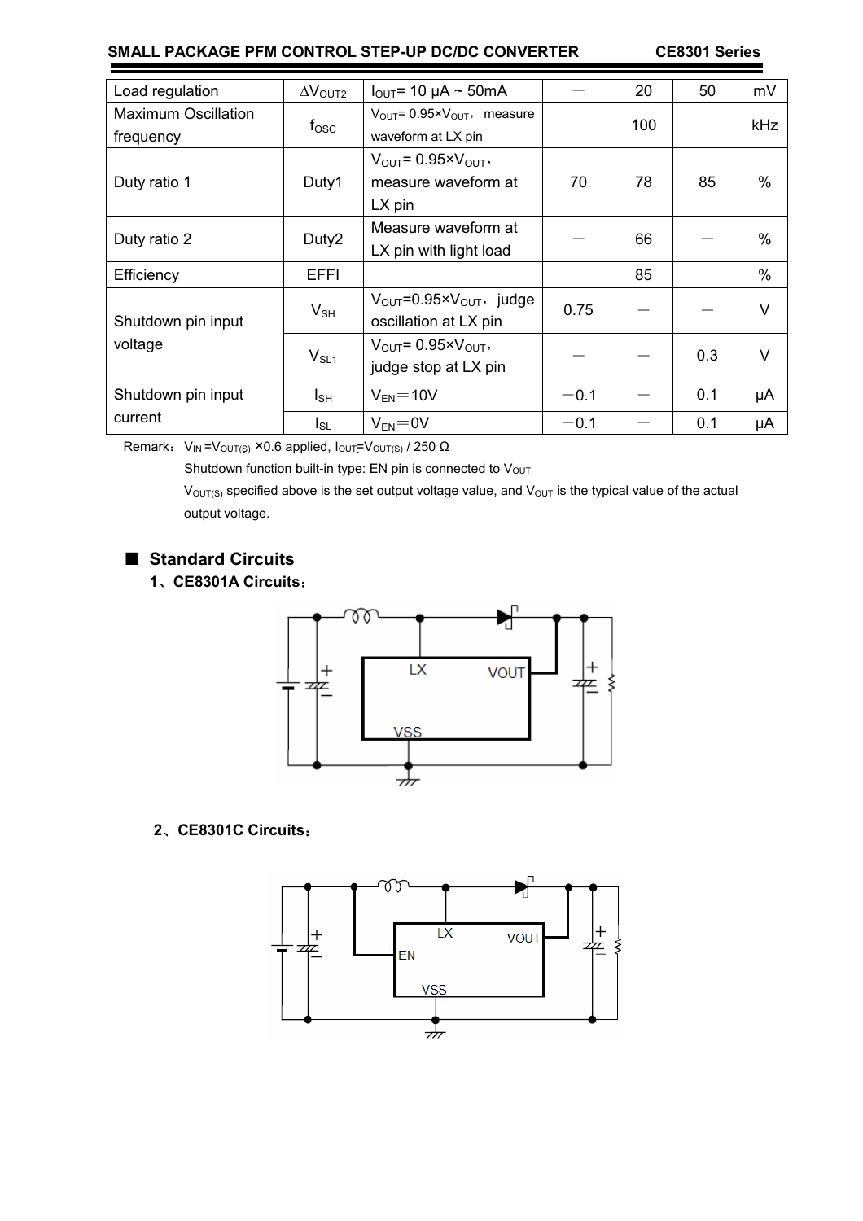| Load regulation | $\Delta V_{OUT2}$ | $I_{OUT}$= 10 μA ~ 50mA | — | 20 | 50 | mV |
|---|---|---|---|---|---|---|
| Maximum Oscillation frequency | $f_{OSC}$ | $V_{OUT}$= 0.95×$V_{OUT}$，measure waveform at LX pin | | 100 | | kHz |
| Duty ratio 1 | Duty1 | $V_{OUT}$= 0.95×$V_{OUT}$，measure waveform at LX pin | 70 | 78 | 85 | % |
| Duty ratio 2 | Duty2 | Measure waveform at LX pin with light load | — | 66 | — | % |
| Efficiency | EFFI | | | 85 | | % |
| Shutdown pin input voltage | $V_{SH}$ | $V_{OUT}$=0.95×$V_{OUT}$，judge oscillation at LX pin | 0.75 | — | — | V |
| | $V_{SL1}$ | $V_{OUT}$= 0.95×$V_{OUT}$，judge stop at LX pin | — | — | 0.3 | V |
| Shutdown pin input current | $I_{SH}$ | $V_{EN}$＝10V | −0.1 | — | 0.1 | μA |
| | $I_{SL}$ | $V_{EN}$＝0V | −0.1 | — | 0.1 | μA |

Remark：$V_{IN}$ =$V_{OUT(S)}$ ×0.6 applied, $I_{OUT}$=$V_{OUT(S)}$ / 250 Ω

Shutdown function built-in type: EN pin is connected to $V_{OUT}$

$V_{OUT(S)}$ specified above is the set output voltage value, and $V_{OUT}$ is the typical value of the actual output voltage.

## ■ Standard Circuits

### 1、CE8301A Circuits：

### 2、CE8301C Circuits：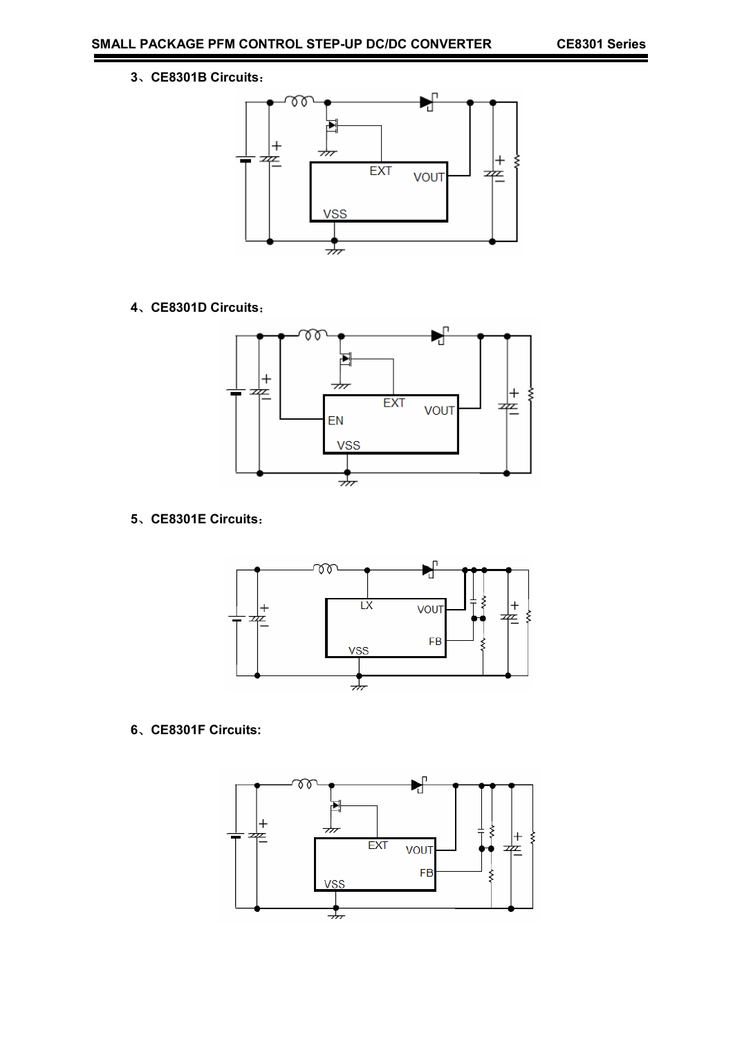3、CE8301B Circuits：

EXT VOUT VSS

4、CE8301D Circuits：

EXT VOUT EN VSS

5、CE8301E Circuits：

LX VOUT FB VSS

6、CE8301F Circuits:

EXT VOUT FB VSS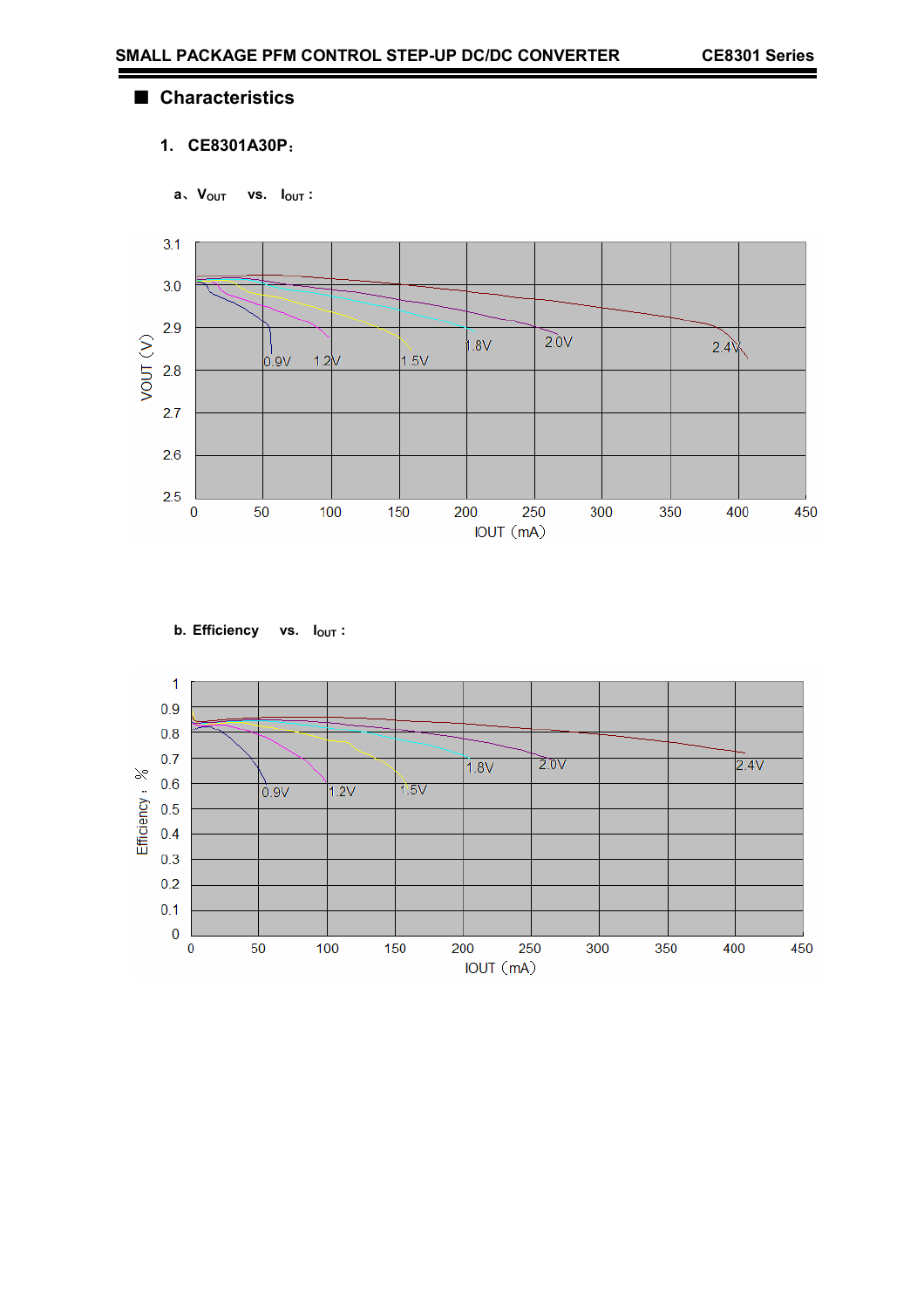## ■ Characteristics

### 1. CE8301A30P：

a、$V_{OUT}$ vs. $I_{OUT}$ :

b. Efficiency vs. $I_{OUT}$ :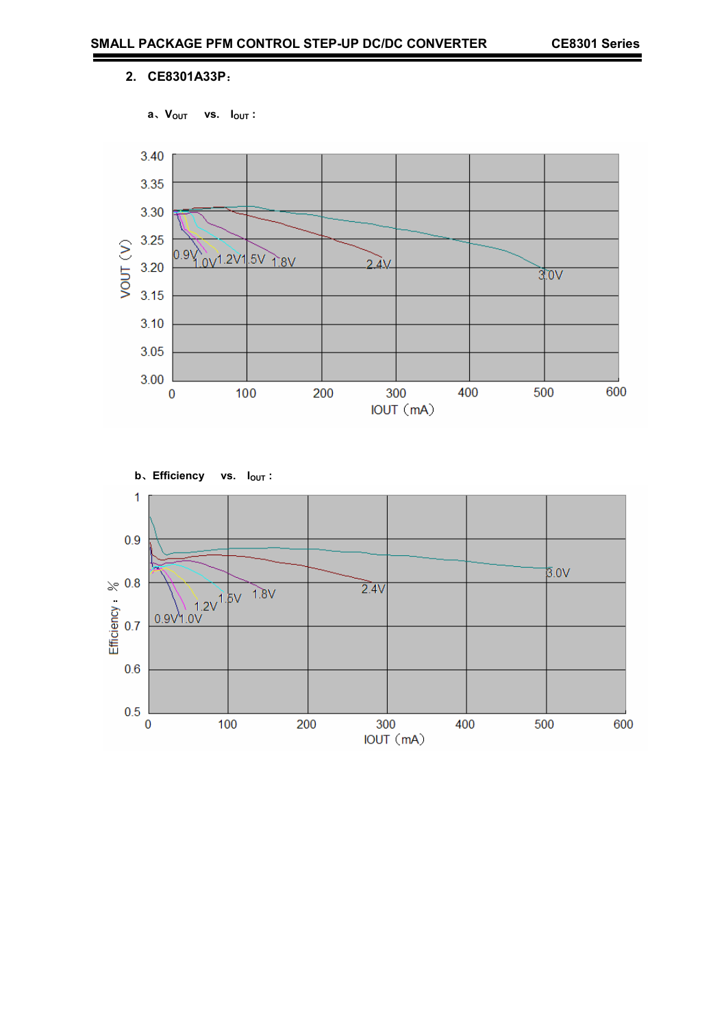## 2. CE8301A33P：

a、$V_{OUT}$ vs. $I_{OUT}$ :

b、Efficiency vs. $I_{OUT}$ :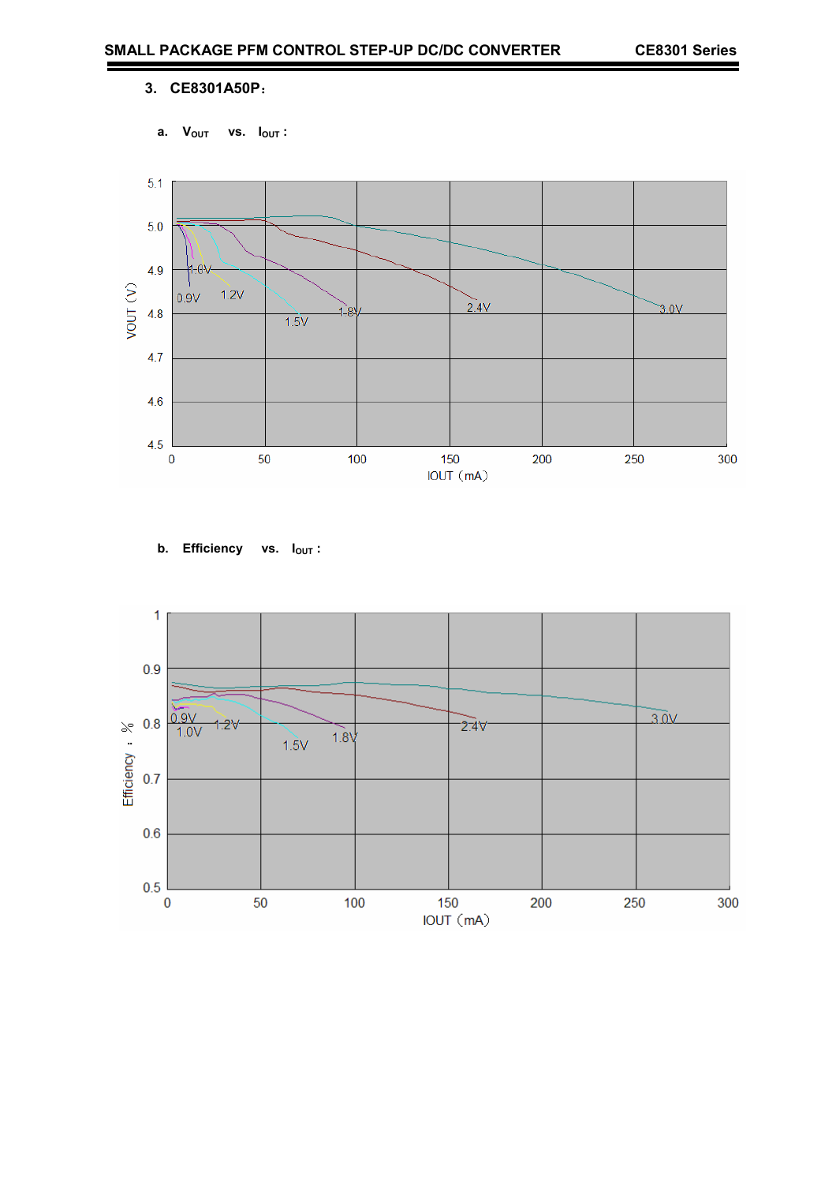### 3. CE8301A50P：

a. $V_{OUT}$ vs. $I_{OUT}$ :

b. Efficiency vs. $I_{OUT}$ :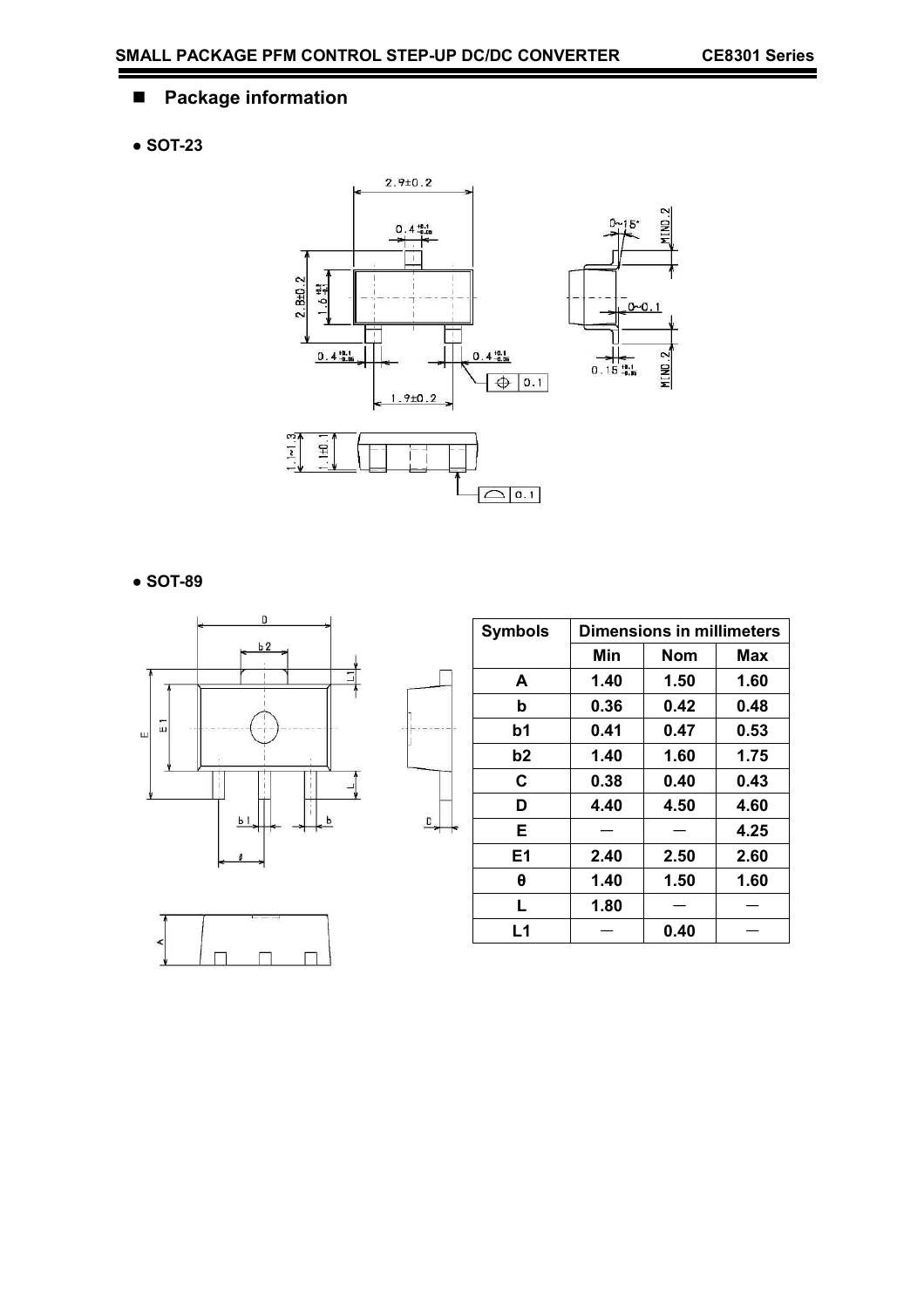## Package information

● **SOT-23**

● **SOT-89**

| Symbols | Dimensions in millimeters | | |
|---|---|---|---|
| | Min | Nom | Max |
| A | 1.40 | 1.50 | 1.60 |
| b | 0.36 | 0.42 | 0.48 |
| b1 | 0.41 | 0.47 | 0.53 |
| b2 | 1.40 | 1.60 | 1.75 |
| C | 0.38 | 0.40 | 0.43 |
| D | 4.40 | 4.50 | 4.60 |
| E | — | — | 4.25 |
| E1 | 2.40 | 2.50 | 2.60 |
| θ | 1.40 | 1.50 | 1.60 |
| L | 1.80 | — | — |
| L1 | — | 0.40 | — |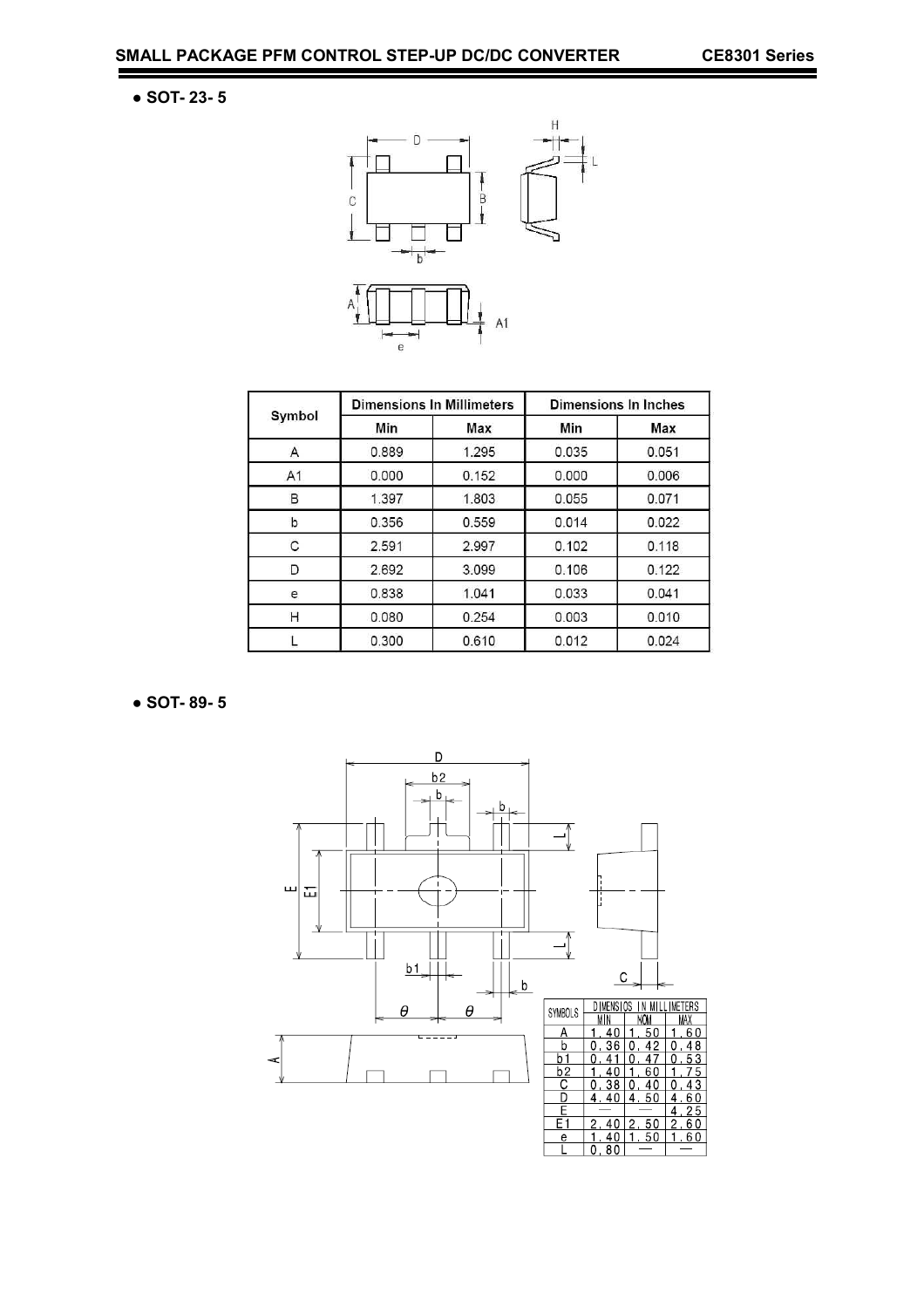● **SOT- 23- 5**

| Symbol | Dimensions In Millimeters | | Dimensions In Inches | |
|---|---|---|---|---|
| | Min | Max | Min | Max |
| A | 0.889 | 1.295 | 0.035 | 0.051 |
| A1 | 0.000 | 0.152 | 0.000 | 0.006 |
| B | 1.397 | 1.803 | 0.055 | 0.071 |
| b | 0.356 | 0.559 | 0.014 | 0.022 |
| C | 2.591 | 2.997 | 0.102 | 0.118 |
| D | 2.692 | 3.099 | 0.106 | 0.122 |
| e | 0.838 | 1.041 | 0.033 | 0.041 |
| H | 0.080 | 0.254 | 0.003 | 0.010 |
| L | 0.300 | 0.610 | 0.012 | 0.024 |

● **SOT- 89- 5**

| SYMBOLS | DIMENSIOS IN MILLIMETERS | | |
|---|---|---|---|
| | MIN | NOM | MAX |
| A | 1.40 | 1.50 | 1.60 |
| b | 0.36 | 0.42 | 0.48 |
| b1 | 0.41 | 0.47 | 0.53 |
| b2 | 1.40 | 1.60 | 1.75 |
| C | 0.38 | 0.40 | 0.43 |
| D | 4.40 | 4.50 | 4.60 |
| E | — | — | 4.25 |
| E1 | 2.40 | 2.50 | 2.60 |
| e | 1.40 | 1.50 | 1.60 |
| L | 0.80 | — | — |